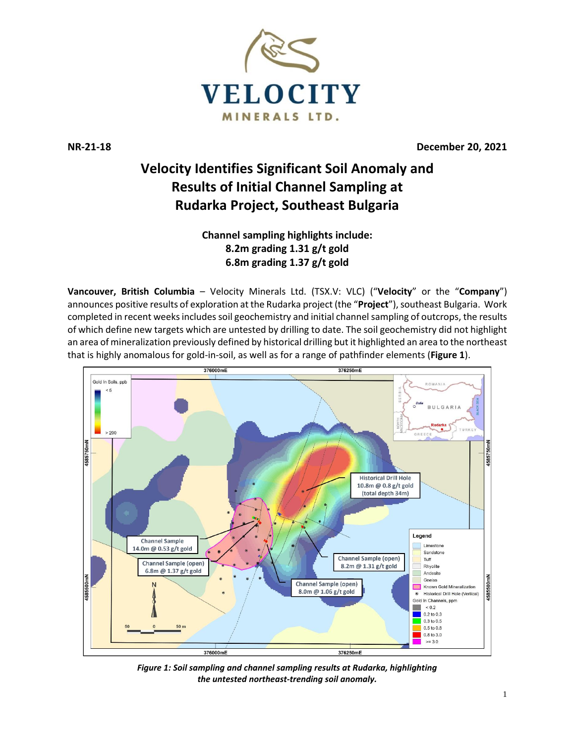VELOCITY MINERALS LTD.

**NR-21-18** **December 20, 2021**

# Velocity Identifies Significant Soil Anomaly and Results of Initial Channel Sampling at Rudarka Project, Southeast Bulgaria

**Channel sampling highlights include:**
**8.2m grading 1.31 g/t gold**
**6.8m grading 1.37 g/t gold**

**Vancouver, British Columbia** – Velocity Minerals Ltd. (TSX.V: VLC) ("**Velocity**" or the "**Company**") announces positive results of exploration at the Rudarka project (the "**Project**"), southeast Bulgaria. Work completed in recent weeks includes soil geochemistry and initial channel sampling of outcrops, the results of which define new targets which are untested by drilling to date. The soil geochemistry did not highlight an area of mineralization previously defined by historical drilling but it highlighted an area to the northeast that is highly anomalous for gold-in-soil, as well as for a range of pathfinder elements (**Figure 1**).

*Figure 1: Soil sampling and channel sampling results at Rudarka, highlighting the untested northeast-trending soil anomaly.*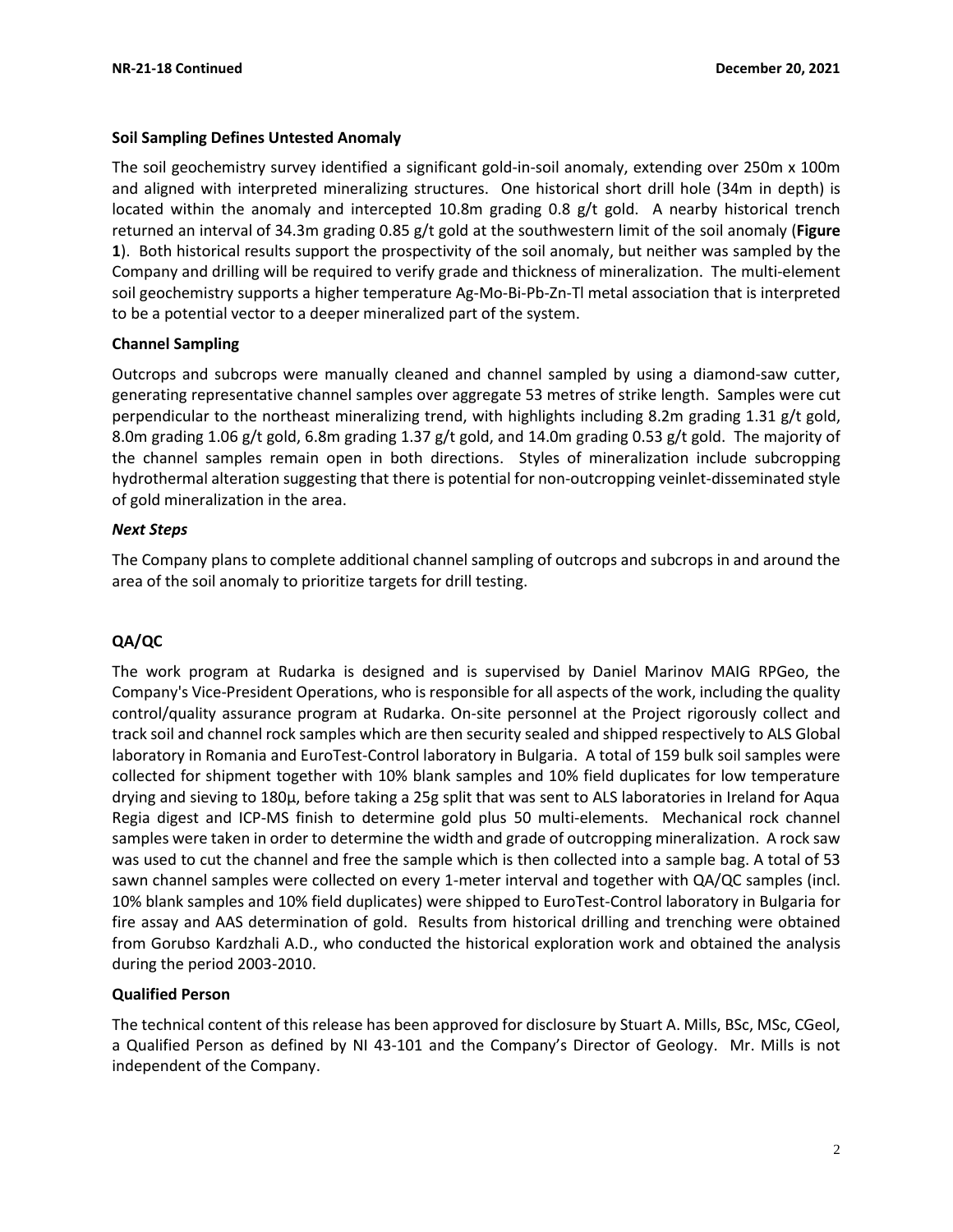### Soil Sampling Defines Untested Anomaly

The soil geochemistry survey identified a significant gold-in-soil anomaly, extending over 250m x 100m and aligned with interpreted mineralizing structures. One historical short drill hole (34m in depth) is located within the anomaly and intercepted 10.8m grading 0.8 g/t gold. A nearby historical trench returned an interval of 34.3m grading 0.85 g/t gold at the southwestern limit of the soil anomaly (**Figure 1**). Both historical results support the prospectivity of the soil anomaly, but neither was sampled by the Company and drilling will be required to verify grade and thickness of mineralization. The multi-element soil geochemistry supports a higher temperature Ag-Mo-Bi-Pb-Zn-Tl metal association that is interpreted to be a potential vector to a deeper mineralized part of the system.

### Channel Sampling

Outcrops and subcrops were manually cleaned and channel sampled by using a diamond-saw cutter, generating representative channel samples over aggregate 53 metres of strike length. Samples were cut perpendicular to the northeast mineralizing trend, with highlights including 8.2m grading 1.31 g/t gold, 8.0m grading 1.06 g/t gold, 6.8m grading 1.37 g/t gold, and 14.0m grading 0.53 g/t gold. The majority of the channel samples remain open in both directions. Styles of mineralization include subcropping hydrothermal alteration suggesting that there is potential for non-outcropping veinlet-disseminated style of gold mineralization in the area.

#### *Next Steps*

The Company plans to complete additional channel sampling of outcrops and subcrops in and around the area of the soil anomaly to prioritize targets for drill testing.

## QA/QC

The work program at Rudarka is designed and is supervised by Daniel Marinov MAIG RPGeo, the Company's Vice-President Operations, who is responsible for all aspects of the work, including the quality control/quality assurance program at Rudarka. On-site personnel at the Project rigorously collect and track soil and channel rock samples which are then security sealed and shipped respectively to ALS Global laboratory in Romania and EuroTest-Control laboratory in Bulgaria. A total of 159 bulk soil samples were collected for shipment together with 10% blank samples and 10% field duplicates for low temperature drying and sieving to 180µ, before taking a 25g split that was sent to ALS laboratories in Ireland for Aqua Regia digest and ICP-MS finish to determine gold plus 50 multi-elements. Mechanical rock channel samples were taken in order to determine the width and grade of outcropping mineralization. A rock saw was used to cut the channel and free the sample which is then collected into a sample bag. A total of 53 sawn channel samples were collected on every 1-meter interval and together with QA/QC samples (incl. 10% blank samples and 10% field duplicates) were shipped to EuroTest-Control laboratory in Bulgaria for fire assay and AAS determination of gold. Results from historical drilling and trenching were obtained from Gorubso Kardzhali A.D., who conducted the historical exploration work and obtained the analysis during the period 2003-2010.

### Qualified Person

The technical content of this release has been approved for disclosure by Stuart A. Mills, BSc, MSc, CGeol, a Qualified Person as defined by NI 43-101 and the Company's Director of Geology. Mr. Mills is not independent of the Company.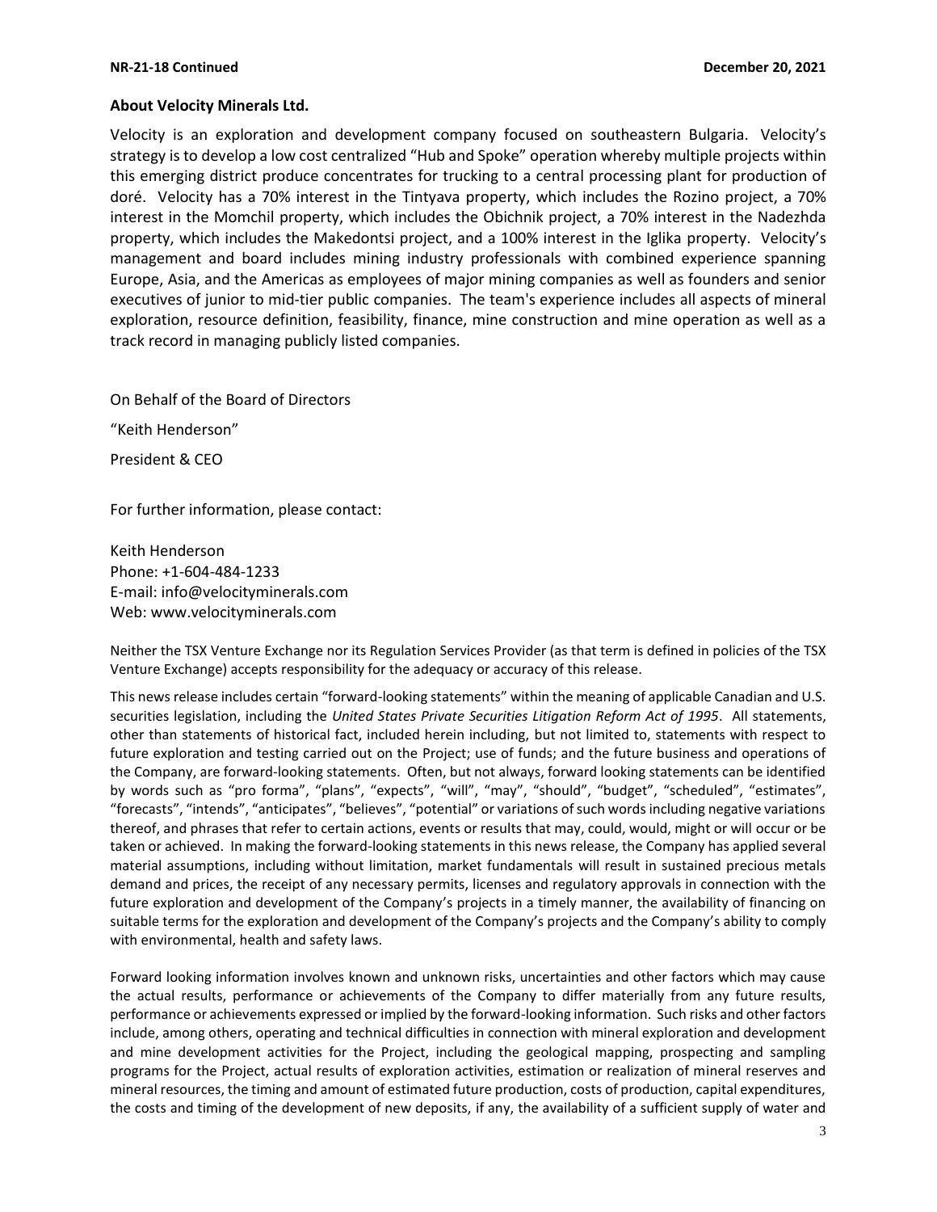## About Velocity Minerals Ltd.

Velocity is an exploration and development company focused on southeastern Bulgaria. Velocity's strategy is to develop a low cost centralized "Hub and Spoke" operation whereby multiple projects within this emerging district produce concentrates for trucking to a central processing plant for production of doré. Velocity has a 70% interest in the Tintyava property, which includes the Rozino project, a 70% interest in the Momchil property, which includes the Obichnik project, a 70% interest in the Nadezhda property, which includes the Makedontsi project, and a 100% interest in the Iglika property. Velocity's management and board includes mining industry professionals with combined experience spanning Europe, Asia, and the Americas as employees of major mining companies as well as founders and senior executives of junior to mid-tier public companies. The team's experience includes all aspects of mineral exploration, resource definition, feasibility, finance, mine construction and mine operation as well as a track record in managing publicly listed companies.

On Behalf of the Board of Directors

"Keith Henderson"

President & CEO

For further information, please contact:

Keith Henderson
Phone: +1-604-484-1233
E-mail: info@velocityminerals.com
Web: www.velocityminerals.com

Neither the TSX Venture Exchange nor its Regulation Services Provider (as that term is defined in policies of the TSX Venture Exchange) accepts responsibility for the adequacy or accuracy of this release.

This news release includes certain "forward-looking statements" within the meaning of applicable Canadian and U.S. securities legislation, including the *United States Private Securities Litigation Reform Act of 1995*. All statements, other than statements of historical fact, included herein including, but not limited to, statements with respect to future exploration and testing carried out on the Project; use of funds; and the future business and operations of the Company, are forward-looking statements. Often, but not always, forward looking statements can be identified by words such as "pro forma", "plans", "expects", "will", "may", "should", "budget", "scheduled", "estimates", "forecasts", "intends", "anticipates", "believes", "potential" or variations of such words including negative variations thereof, and phrases that refer to certain actions, events or results that may, could, would, might or will occur or be taken or achieved. In making the forward-looking statements in this news release, the Company has applied several material assumptions, including without limitation, market fundamentals will result in sustained precious metals demand and prices, the receipt of any necessary permits, licenses and regulatory approvals in connection with the future exploration and development of the Company's projects in a timely manner, the availability of financing on suitable terms for the exploration and development of the Company's projects and the Company's ability to comply with environmental, health and safety laws.

Forward looking information involves known and unknown risks, uncertainties and other factors which may cause the actual results, performance or achievements of the Company to differ materially from any future results, performance or achievements expressed or implied by the forward-looking information. Such risks and other factors include, among others, operating and technical difficulties in connection with mineral exploration and development and mine development activities for the Project, including the geological mapping, prospecting and sampling programs for the Project, actual results of exploration activities, estimation or realization of mineral reserves and mineral resources, the timing and amount of estimated future production, costs of production, capital expenditures, the costs and timing of the development of new deposits, if any, the availability of a sufficient supply of water and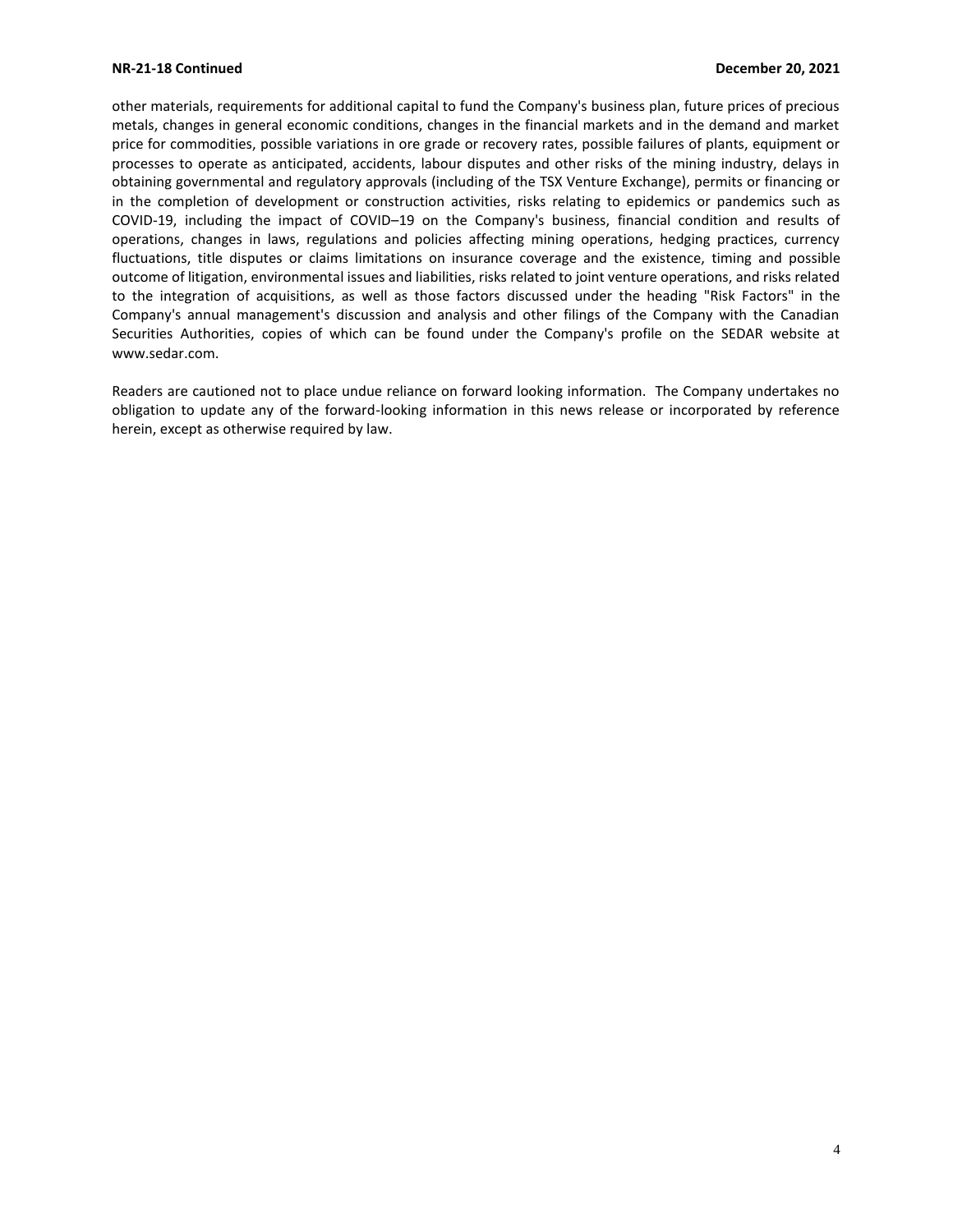other materials, requirements for additional capital to fund the Company's business plan, future prices of precious metals, changes in general economic conditions, changes in the financial markets and in the demand and market price for commodities, possible variations in ore grade or recovery rates, possible failures of plants, equipment or processes to operate as anticipated, accidents, labour disputes and other risks of the mining industry, delays in obtaining governmental and regulatory approvals (including of the TSX Venture Exchange), permits or financing or in the completion of development or construction activities, risks relating to epidemics or pandemics such as COVID-19, including the impact of COVID–19 on the Company's business, financial condition and results of operations, changes in laws, regulations and policies affecting mining operations, hedging practices, currency fluctuations, title disputes or claims limitations on insurance coverage and the existence, timing and possible outcome of litigation, environmental issues and liabilities, risks related to joint venture operations, and risks related to the integration of acquisitions, as well as those factors discussed under the heading "Risk Factors" in the Company's annual management's discussion and analysis and other filings of the Company with the Canadian Securities Authorities, copies of which can be found under the Company's profile on the SEDAR website at www.sedar.com.

Readers are cautioned not to place undue reliance on forward looking information. The Company undertakes no obligation to update any of the forward-looking information in this news release or incorporated by reference herein, except as otherwise required by law.